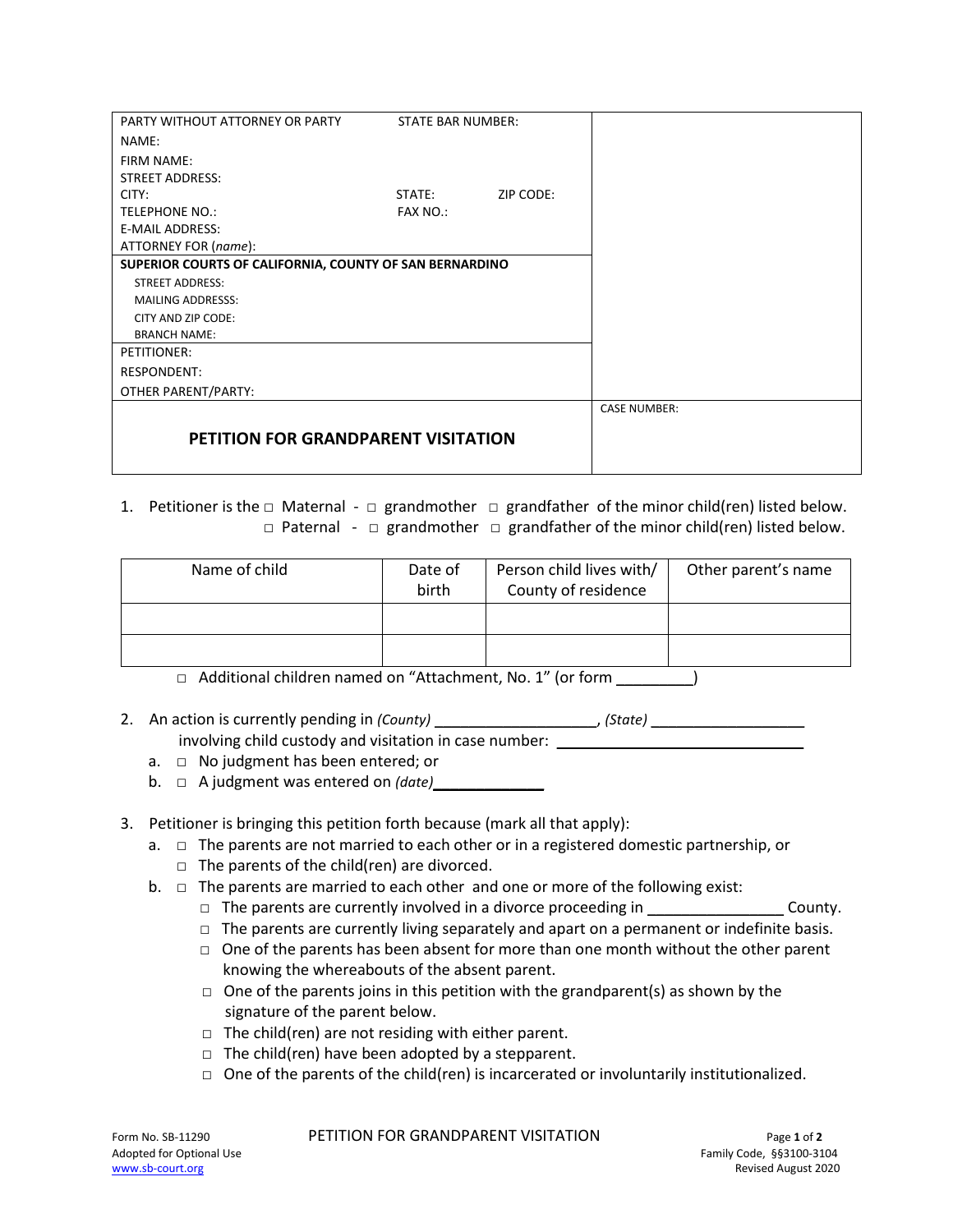| PARTY WITHOUT ATTORNEY OR PARTY | STATE BAR NUMBER: | |
|---|---|---|
| NAME: | | |
| FIRM NAME: | | |
| STREET ADDRESS: | | |
| CITY: | STATE: ZIP CODE: | |
| TELEPHONE NO.: | FAX NO.: | |
| E-MAIL ADDRESS: | | |
| ATTORNEY FOR (*name*): | | |
| **SUPERIOR COURTS OF CALIFORNIA, COUNTY OF SAN BERNARDINO** | | |
| STREET ADDRESS: | | |
| MAILING ADDRESSS: | | |
| CITY AND ZIP CODE: | | |
| BRANCH NAME: | | |
| PETITIONER: | | |
| RESPONDENT: | | |
| OTHER PARENT/PARTY: | | |
| **PETITION FOR GRANDPARENT VISITATION** | | CASE NUMBER: |

1. Petitioner is the □ Maternal - □ grandmother □ grandfather of the minor child(ren) listed below.
   □ Paternal - □ grandmother □ grandfather of the minor child(ren) listed below.

| Name of child | Date of birth | Person child lives with/ County of residence | Other parent's name |
|---|---|---|---|
| | | | |
| | | | |

□ Additional children named on "Attachment, No. 1" (or form _________)

2. An action is currently pending in *(County)* ___________________, *(State)* __________________ involving child custody and visitation in case number: ______________________________
   a. □ No judgment has been entered; or
   b. □ A judgment was entered on *(date)*_____________

3. Petitioner is bringing this petition forth because (mark all that apply):
   a. □ The parents are not married to each other or in a registered domestic partnership, or
      □ The parents of the child(ren) are divorced.
   b. □ The parents are married to each other and one or more of the following exist:
      - □ The parents are currently involved in a divorce proceeding in ________________ County.
      - □ The parents are currently living separately and apart on a permanent or indefinite basis.
      - □ One of the parents has been absent for more than one month without the other parent knowing the whereabouts of the absent parent.
      - □ One of the parents joins in this petition with the grandparent(s) as shown by the signature of the parent below.
      - □ The child(ren) are not residing with either parent.
      - □ The child(ren) have been adopted by a stepparent.
      - □ One of the parents of the child(ren) is incarcerated or involuntarily institutionalized.

Form No. SB-11290
Adopted for Optional Use
www.sb-court.org

PETITION FOR GRANDPARENT VISITATION

Family Code, §§3100-3104
Revised August 2020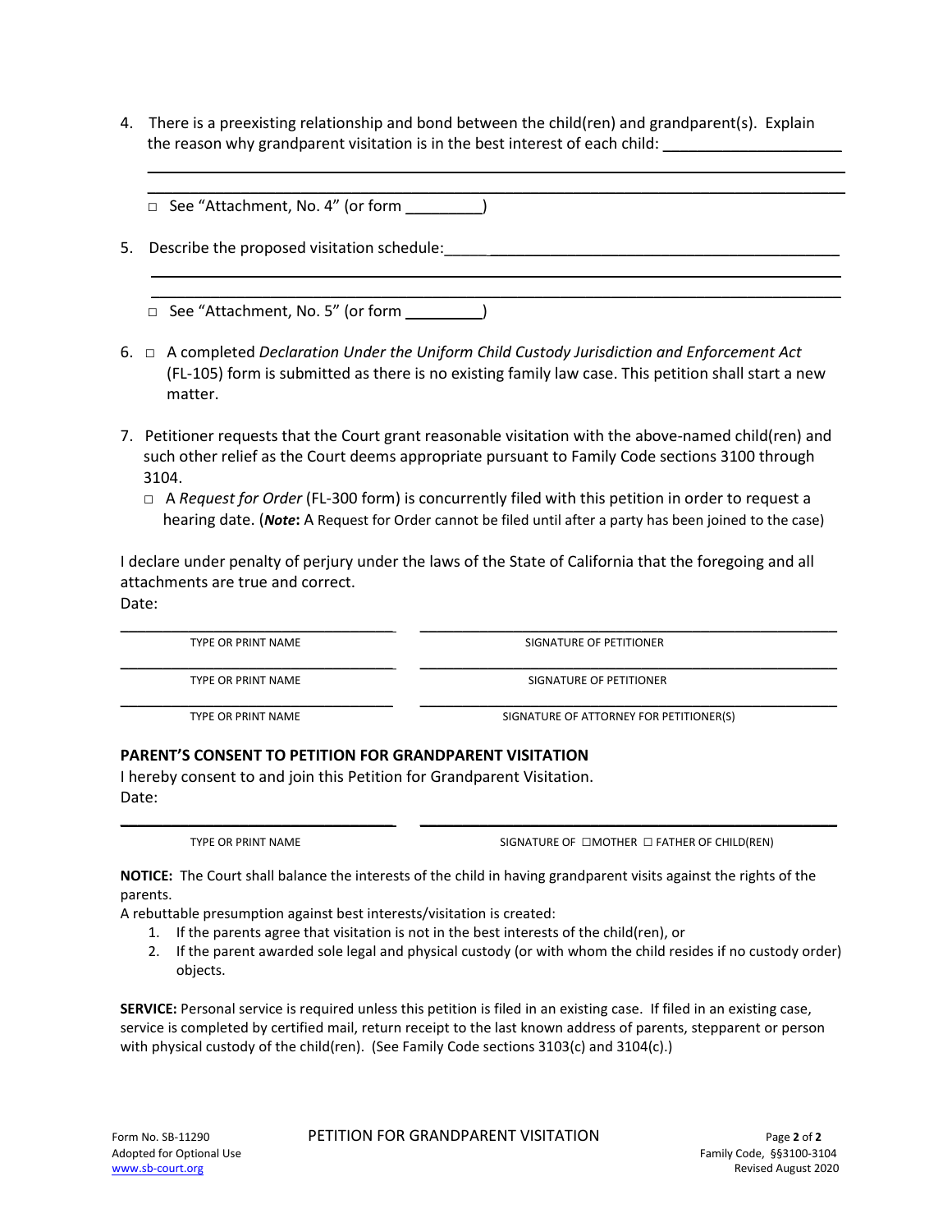4. There is a preexisting relationship and bond between the child(ren) and grandparent(s). Explain the reason why grandparent visitation is in the best interest of each child: ____________________
   ______________________________________________________________________________
   ______________________________________________________________________________

   □ See "Attachment, No. 4" (or form _________)

5. Describe the proposed visitation schedule: ______________________________________________
   ______________________________________________________________________________
   ______________________________________________________________________________

   □ See "Attachment, No. 5" (or form _________)

6. □ A completed *Declaration Under the Uniform Child Custody Jurisdiction and Enforcement Act* (FL-105) form is submitted as there is no existing family law case. This petition shall start a new matter.

7. Petitioner requests that the Court grant reasonable visitation with the above-named child(ren) and such other relief as the Court deems appropriate pursuant to Family Code sections 3100 through 3104.

   □ A *Request for Order* (FL-300 form) is concurrently filed with this petition in order to request a hearing date. (***Note*:** A Request for Order cannot be filed until after a party has been joined to the case)

I declare under penalty of perjury under the laws of the State of California that the foregoing and all attachments are true and correct.

Date:

| | |
|---|---|
| ______________________ | ______________________ |
| TYPE OR PRINT NAME | SIGNATURE OF PETITIONER |
| ______________________ | ______________________ |
| TYPE OR PRINT NAME | SIGNATURE OF PETITIONER |
| ______________________ | ______________________ |
| TYPE OR PRINT NAME | SIGNATURE OF ATTORNEY FOR PETITIONER(S) |

**PARENT'S CONSENT TO PETITION FOR GRANDPARENT VISITATION**

I hereby consent to and join this Petition for Grandparent Visitation.

Date:

| | |
|---|---|
| ______________________ | ______________________ |
| TYPE OR PRINT NAME | SIGNATURE OF ☐MOTHER ☐ FATHER OF CHILD(REN) |

**NOTICE:** The Court shall balance the interests of the child in having grandparent visits against the rights of the parents.

A rebuttable presumption against best interests/visitation is created:

1. If the parents agree that visitation is not in the best interests of the child(ren), or
2. If the parent awarded sole legal and physical custody (or with whom the child resides if no custody order) objects.

**SERVICE:** Personal service is required unless this petition is filed in an existing case. If filed in an existing case, service is completed by certified mail, return receipt to the last known address of parents, stepparent or person with physical custody of the child(ren). (See Family Code sections 3103(c) and 3104(c).)

Form No. SB-11290
Adopted for Optional Use
www.sb-court.org

PETITION FOR GRANDPARENT VISITATION

Family Code, §§3100-3104
Revised August 2020